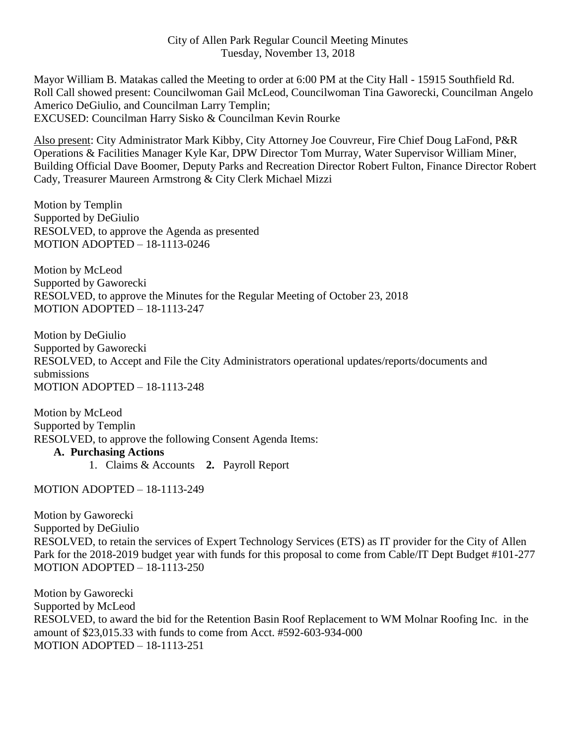City of Allen Park Regular Council Meeting Minutes
Tuesday, November 13, 2018

Mayor William B. Matakas called the Meeting to order at 6:00 PM at the City Hall - 15915 Southfield Rd. Roll Call showed present: Councilwoman Gail McLeod, Councilwoman Tina Gaworecki, Councilman Angelo Americo DeGiulio, and Councilman Larry Templin;
EXCUSED: Councilman Harry Sisko & Councilman Kevin Rourke

Also present: City Administrator Mark Kibby, City Attorney Joe Couvreur, Fire Chief Doug LaFond, P&R Operations & Facilities Manager Kyle Kar, DPW Director Tom Murray, Water Supervisor William Miner, Building Official Dave Boomer, Deputy Parks and Recreation Director Robert Fulton, Finance Director Robert Cady, Treasurer Maureen Armstrong & City Clerk Michael Mizzi

Motion by Templin
Supported by DeGiulio
RESOLVED, to approve the Agenda as presented
MOTION ADOPTED – 18-1113-0246

Motion by McLeod
Supported by Gaworecki
RESOLVED, to approve the Minutes for the Regular Meeting of October 23, 2018
MOTION ADOPTED – 18-1113-247

Motion by DeGiulio
Supported by Gaworecki
RESOLVED, to Accept and File the City Administrators operational updates/reports/documents and submissions
MOTION ADOPTED – 18-1113-248

Motion by McLeod
Supported by Templin
RESOLVED, to approve the following Consent Agenda Items:

**A. Purchasing Actions**

1. Claims & Accounts **2.** Payroll Report

MOTION ADOPTED – 18-1113-249

Motion by Gaworecki
Supported by DeGiulio
RESOLVED, to retain the services of Expert Technology Services (ETS) as IT provider for the City of Allen Park for the 2018-2019 budget year with funds for this proposal to come from Cable/IT Dept Budget #101-277
MOTION ADOPTED – 18-1113-250

Motion by Gaworecki
Supported by McLeod
RESOLVED, to award the bid for the Retention Basin Roof Replacement to WM Molnar Roofing Inc. in the amount of $23,015.33 with funds to come from Acct. #592-603-934-000
MOTION ADOPTED – 18-1113-251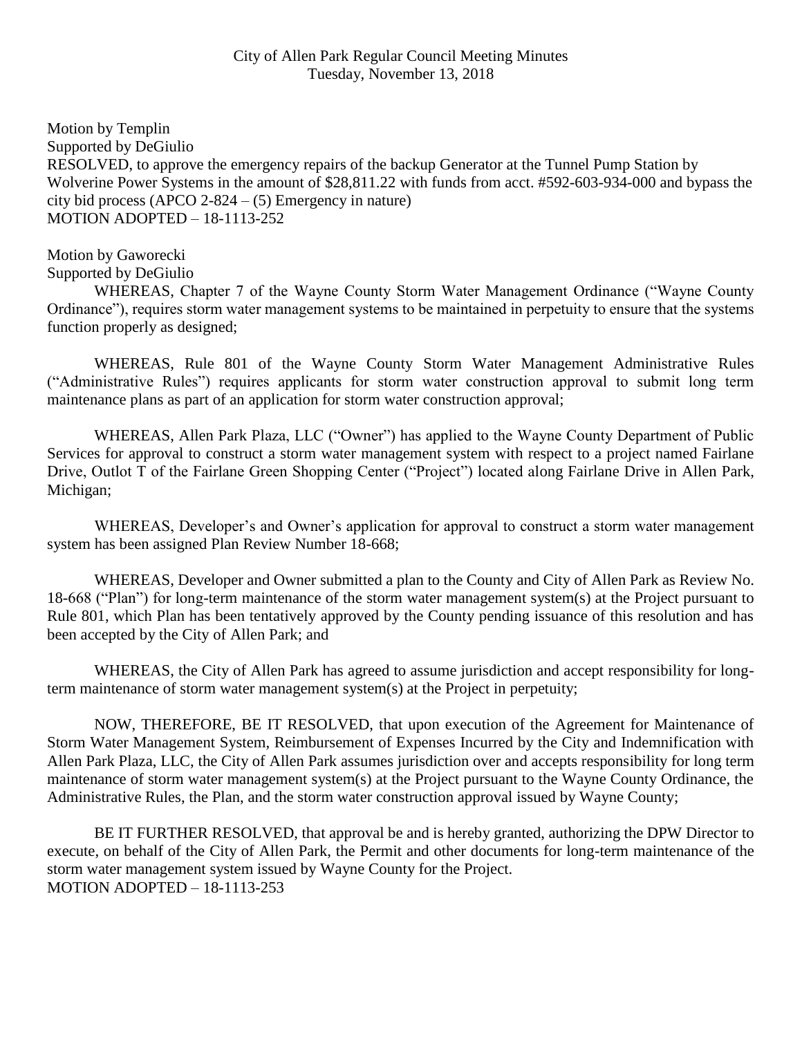City of Allen Park Regular Council Meeting Minutes
Tuesday, November 13, 2018

Motion by Templin
Supported by DeGiulio
RESOLVED, to approve the emergency repairs of the backup Generator at the Tunnel Pump Station by Wolverine Power Systems in the amount of $28,811.22 with funds from acct. #592-603-934-000 and bypass the city bid process (APCO 2-824 – (5) Emergency in nature)
MOTION ADOPTED – 18-1113-252

Motion by Gaworecki
Supported by DeGiulio

WHEREAS, Chapter 7 of the Wayne County Storm Water Management Ordinance ("Wayne County Ordinance"), requires storm water management systems to be maintained in perpetuity to ensure that the systems function properly as designed;

WHEREAS, Rule 801 of the Wayne County Storm Water Management Administrative Rules ("Administrative Rules") requires applicants for storm water construction approval to submit long term maintenance plans as part of an application for storm water construction approval;

WHEREAS, Allen Park Plaza, LLC ("Owner") has applied to the Wayne County Department of Public Services for approval to construct a storm water management system with respect to a project named Fairlane Drive, Outlot T of the Fairlane Green Shopping Center ("Project") located along Fairlane Drive in Allen Park, Michigan;

WHEREAS, Developer's and Owner's application for approval to construct a storm water management system has been assigned Plan Review Number 18-668;

WHEREAS, Developer and Owner submitted a plan to the County and City of Allen Park as Review No. 18-668 ("Plan") for long-term maintenance of the storm water management system(s) at the Project pursuant to Rule 801, which Plan has been tentatively approved by the County pending issuance of this resolution and has been accepted by the City of Allen Park; and

WHEREAS, the City of Allen Park has agreed to assume jurisdiction and accept responsibility for long-term maintenance of storm water management system(s) at the Project in perpetuity;

NOW, THEREFORE, BE IT RESOLVED, that upon execution of the Agreement for Maintenance of Storm Water Management System, Reimbursement of Expenses Incurred by the City and Indemnification with Allen Park Plaza, LLC, the City of Allen Park assumes jurisdiction over and accepts responsibility for long term maintenance of storm water management system(s) at the Project pursuant to the Wayne County Ordinance, the Administrative Rules, the Plan, and the storm water construction approval issued by Wayne County;

BE IT FURTHER RESOLVED, that approval be and is hereby granted, authorizing the DPW Director to execute, on behalf of the City of Allen Park, the Permit and other documents for long-term maintenance of the storm water management system issued by Wayne County for the Project.
MOTION ADOPTED – 18-1113-253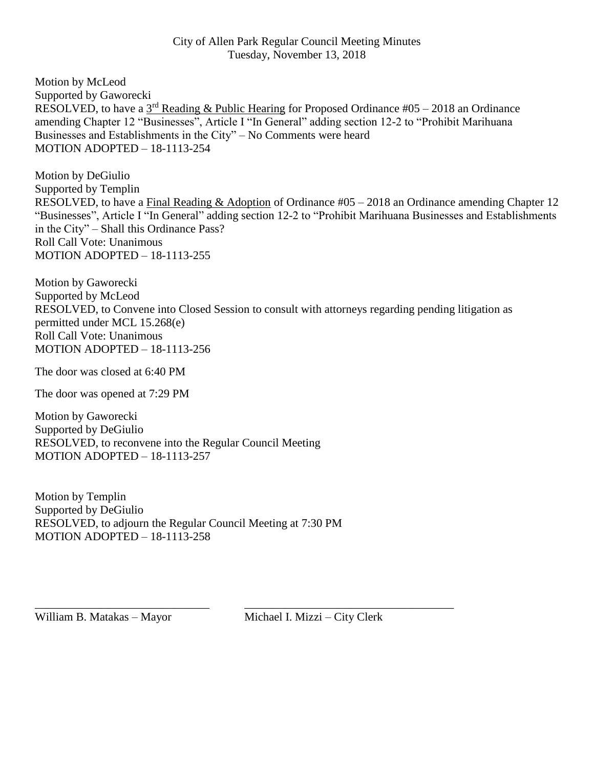City of Allen Park Regular Council Meeting Minutes
Tuesday, November 13, 2018

Motion by McLeod
Supported by Gaworecki
RESOLVED, to have a 3rd Reading & Public Hearing for Proposed Ordinance #05 – 2018 an Ordinance amending Chapter 12 "Businesses", Article I "In General" adding section 12-2 to "Prohibit Marihuana Businesses and Establishments in the City" – No Comments were heard
MOTION ADOPTED – 18-1113-254

Motion by DeGiulio
Supported by Templin
RESOLVED, to have a Final Reading & Adoption of Ordinance #05 – 2018 an Ordinance amending Chapter 12 "Businesses", Article I "In General" adding section 12-2 to "Prohibit Marihuana Businesses and Establishments in the City" – Shall this Ordinance Pass?
Roll Call Vote: Unanimous
MOTION ADOPTED – 18-1113-255

Motion by Gaworecki
Supported by McLeod
RESOLVED, to Convene into Closed Session to consult with attorneys regarding pending litigation as permitted under MCL 15.268(e)
Roll Call Vote: Unanimous
MOTION ADOPTED – 18-1113-256

The door was closed at 6:40 PM

The door was opened at 7:29 PM

Motion by Gaworecki
Supported by DeGiulio
RESOLVED, to reconvene into the Regular Council Meeting
MOTION ADOPTED – 18-1113-257

Motion by Templin
Supported by DeGiulio
RESOLVED, to adjourn the Regular Council Meeting at 7:30 PM
MOTION ADOPTED – 18-1113-258

\_\_\_\_\_\_\_\_\_\_\_\_\_\_\_\_\_\_\_\_\_\_\_\_\_\_\_\_\_\_ \_\_\_\_\_\_\_\_\_\_\_\_\_\_\_\_\_\_\_\_\_\_\_\_\_\_\_\_\_\_\_\_\_\_\_\_
William B. Matakas – Mayor Michael I. Mizzi – City Clerk